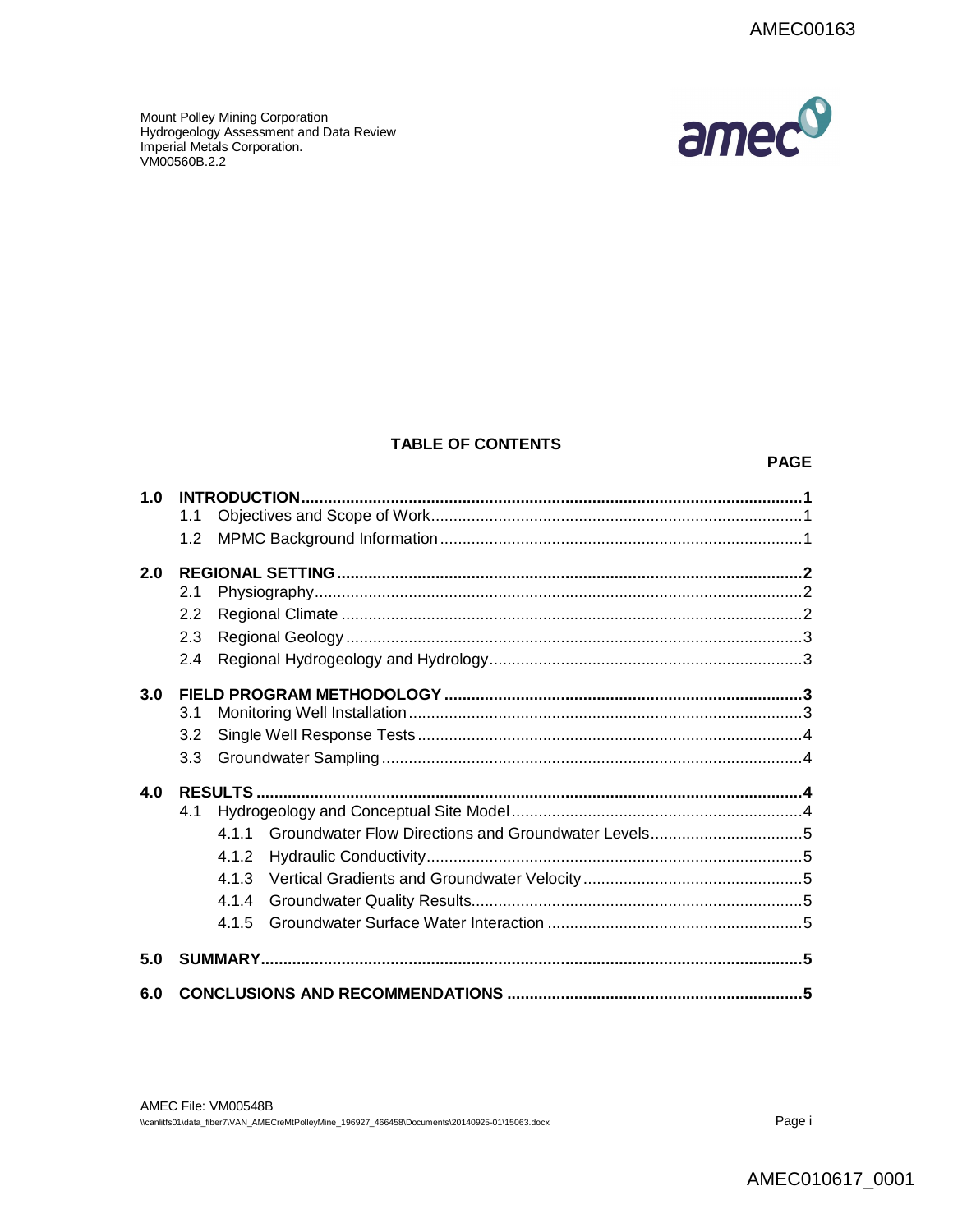Mount Polley Mining Corporation
Hydrogeology Assessment and Data Review
Imperial Metals Corporation.
VM00560B.2.2

## TABLE OF CONTENTS

| | | PAGE |
|---|---|---|
| **1.0** | **INTRODUCTION** | **1** |
| | 1.1 Objectives and Scope of Work | 1 |
| | 1.2 MPMC Background Information | 1 |
| **2.0** | **REGIONAL SETTING** | **2** |
| | 2.1 Physiography | 2 |
| | 2.2 Regional Climate | 2 |
| | 2.3 Regional Geology | 3 |
| | 2.4 Regional Hydrogeology and Hydrology | 3 |
| **3.0** | **FIELD PROGRAM METHODOLOGY** | **3** |
| | 3.1 Monitoring Well Installation | 3 |
| | 3.2 Single Well Response Tests | 4 |
| | 3.3 Groundwater Sampling | 4 |
| **4.0** | **RESULTS** | **4** |
| | 4.1 Hydrogeology and Conceptual Site Model | 4 |
| | 4.1.1 Groundwater Flow Directions and Groundwater Levels | 5 |
| | 4.1.2 Hydraulic Conductivity | 5 |
| | 4.1.3 Vertical Gradients and Groundwater Velocity | 5 |
| | 4.1.4 Groundwater Quality Results | 5 |
| | 4.1.5 Groundwater Surface Water Interaction | 5 |
| **5.0** | **SUMMARY** | **5** |
| **6.0** | **CONCLUSIONS AND RECOMMENDATIONS** | **5** |

AMEC File: VM00548B
\\canlitfs01\data_fiber7\VAN_AMECreMtPolleyMine_196927_466458\Documents\20140925-01\15063.docx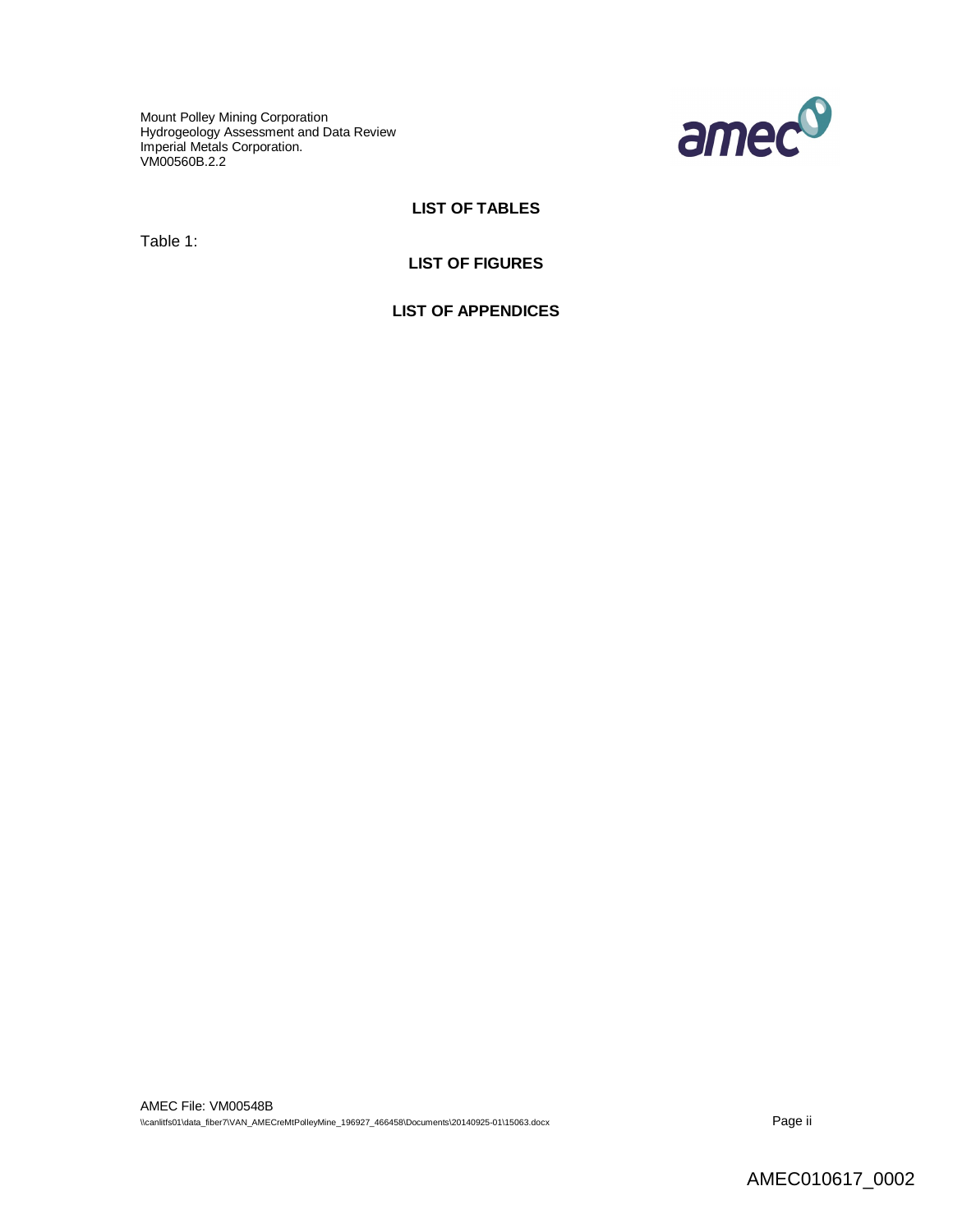## LIST OF TABLES

Table 1:

## LIST OF FIGURES

## LIST OF APPENDICES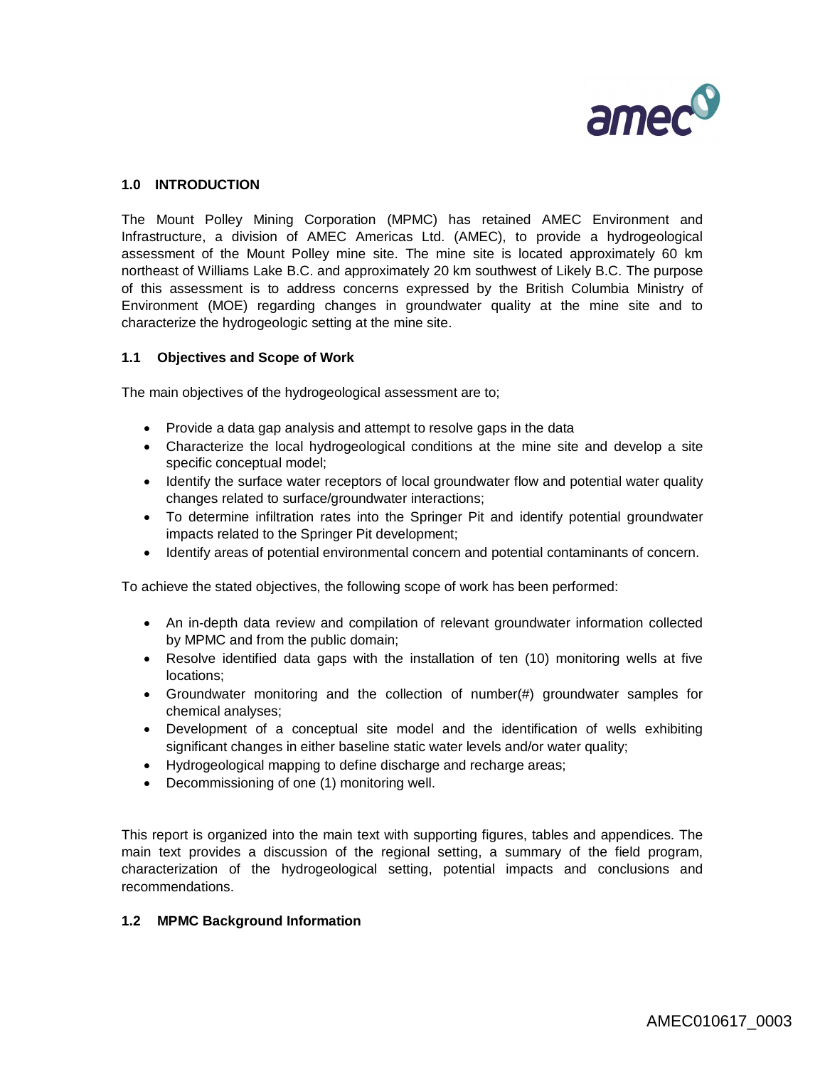## 1.0 INTRODUCTION

The Mount Polley Mining Corporation (MPMC) has retained AMEC Environment and Infrastructure, a division of AMEC Americas Ltd. (AMEC), to provide a hydrogeological assessment of the Mount Polley mine site. The mine site is located approximately 60 km northeast of Williams Lake B.C. and approximately 20 km southwest of Likely B.C. The purpose of this assessment is to address concerns expressed by the British Columbia Ministry of Environment (MOE) regarding changes in groundwater quality at the mine site and to characterize the hydrogeologic setting at the mine site.

### 1.1 Objectives and Scope of Work

The main objectives of the hydrogeological assessment are to;

- Provide a data gap analysis and attempt to resolve gaps in the data
- Characterize the local hydrogeological conditions at the mine site and develop a site specific conceptual model;
- Identify the surface water receptors of local groundwater flow and potential water quality changes related to surface/groundwater interactions;
- To determine infiltration rates into the Springer Pit and identify potential groundwater impacts related to the Springer Pit development;
- Identify areas of potential environmental concern and potential contaminants of concern.

To achieve the stated objectives, the following scope of work has been performed:

- An in-depth data review and compilation of relevant groundwater information collected by MPMC and from the public domain;
- Resolve identified data gaps with the installation of ten (10) monitoring wells at five locations;
- Groundwater monitoring and the collection of number(#) groundwater samples for chemical analyses;
- Development of a conceptual site model and the identification of wells exhibiting significant changes in either baseline static water levels and/or water quality;
- Hydrogeological mapping to define discharge and recharge areas;
- Decommissioning of one (1) monitoring well.

This report is organized into the main text with supporting figures, tables and appendices. The main text provides a discussion of the regional setting, a summary of the field program, characterization of the hydrogeological setting, potential impacts and conclusions and recommendations.

### 1.2 MPMC Background Information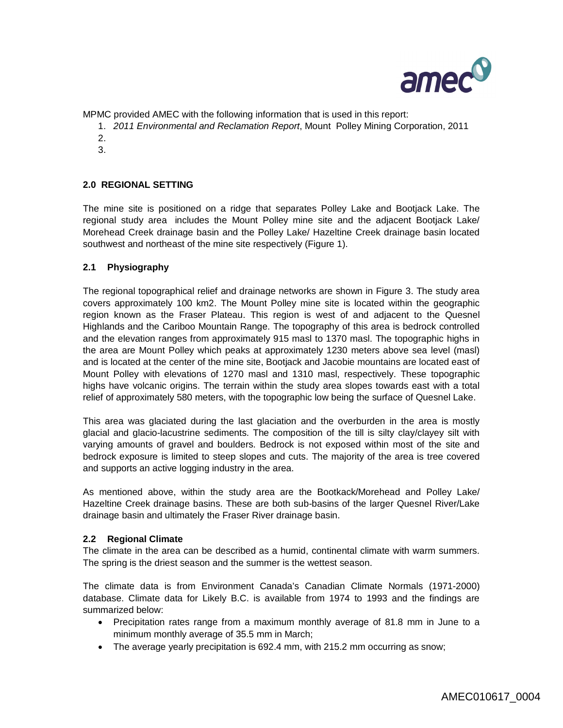MPMC provided AMEC with the following information that is used in this report:

1. *2011 Environmental and Reclamation Report*, Mount Polley Mining Corporation, 2011
2. 
3. 

## 2.0 REGIONAL SETTING

The mine site is positioned on a ridge that separates Polley Lake and Bootjack Lake. The regional study area includes the Mount Polley mine site and the adjacent Bootjack Lake/ Morehead Creek drainage basin and the Polley Lake/ Hazeltine Creek drainage basin located southwest and northeast of the mine site respectively (Figure 1).

### 2.1 Physiography

The regional topographical relief and drainage networks are shown in Figure 3. The study area covers approximately 100 km2. The Mount Polley mine site is located within the geographic region known as the Fraser Plateau. This region is west of and adjacent to the Quesnel Highlands and the Cariboo Mountain Range. The topography of this area is bedrock controlled and the elevation ranges from approximately 915 masl to 1370 masl. The topographic highs in the area are Mount Polley which peaks at approximately 1230 meters above sea level (masl) and is located at the center of the mine site, Bootjack and Jacobie mountains are located east of Mount Polley with elevations of 1270 masl and 1310 masl, respectively. These topographic highs have volcanic origins. The terrain within the study area slopes towards east with a total relief of approximately 580 meters, with the topographic low being the surface of Quesnel Lake.

This area was glaciated during the last glaciation and the overburden in the area is mostly glacial and glacio-lacustrine sediments. The composition of the till is silty clay/clayey silt with varying amounts of gravel and boulders. Bedrock is not exposed within most of the site and bedrock exposure is limited to steep slopes and cuts. The majority of the area is tree covered and supports an active logging industry in the area.

As mentioned above, within the study area are the Bootkack/Morehead and Polley Lake/ Hazeltine Creek drainage basins. These are both sub-basins of the larger Quesnel River/Lake drainage basin and ultimately the Fraser River drainage basin.

### 2.2 Regional Climate

The climate in the area can be described as a humid, continental climate with warm summers. The spring is the driest season and the summer is the wettest season.

The climate data is from Environment Canada's Canadian Climate Normals (1971-2000) database. Climate data for Likely B.C. is available from 1974 to 1993 and the findings are summarized below:

- Precipitation rates range from a maximum monthly average of 81.8 mm in June to a minimum monthly average of 35.5 mm in March;
- The average yearly precipitation is 692.4 mm, with 215.2 mm occurring as snow;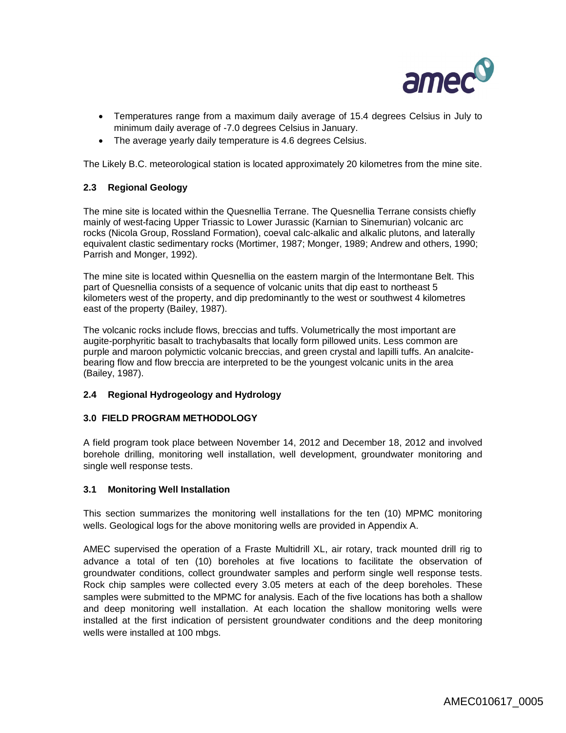- Temperatures range from a maximum daily average of 15.4 degrees Celsius in July to minimum daily average of -7.0 degrees Celsius in January.
- The average yearly daily temperature is 4.6 degrees Celsius.

The Likely B.C. meteorological station is located approximately 20 kilometres from the mine site.

### 2.3 Regional Geology

The mine site is located within the Quesnellia Terrane. The Quesnellia Terrane consists chiefly mainly of west-facing Upper Triassic to Lower Jurassic (Karnian to Sinemurian) volcanic arc rocks (Nicola Group, Rossland Formation), coeval calc-alkalic and alkalic plutons, and laterally equivalent clastic sedimentary rocks (Mortimer, 1987; Monger, 1989; Andrew and others, 1990; Parrish and Monger, 1992).

The mine site is located within Quesnellia on the eastern margin of the Intermontane Belt. This part of Quesnellia consists of a sequence of volcanic units that dip east to northeast 5 kilometers west of the property, and dip predominantly to the west or southwest 4 kilometres east of the property (Bailey, 1987).

The volcanic rocks include flows, breccias and tuffs. Volumetrically the most important are augite-porphyritic basalt to trachybasalts that locally form pillowed units. Less common are purple and maroon polymictic volcanic breccias, and green crystal and lapilli tuffs. An analcite-bearing flow and flow breccia are interpreted to be the youngest volcanic units in the area (Bailey, 1987).

### 2.4 Regional Hydrogeology and Hydrology

## 3.0 FIELD PROGRAM METHODOLOGY

A field program took place between November 14, 2012 and December 18, 2012 and involved borehole drilling, monitoring well installation, well development, groundwater monitoring and single well response tests.

### 3.1 Monitoring Well Installation

This section summarizes the monitoring well installations for the ten (10) MPMC monitoring wells. Geological logs for the above monitoring wells are provided in Appendix A.

AMEC supervised the operation of a Fraste Multidrill XL, air rotary, track mounted drill rig to advance a total of ten (10) boreholes at five locations to facilitate the observation of groundwater conditions, collect groundwater samples and perform single well response tests. Rock chip samples were collected every 3.05 meters at each of the deep boreholes. These samples were submitted to the MPMC for analysis. Each of the five locations has both a shallow and deep monitoring well installation. At each location the shallow monitoring wells were installed at the first indication of persistent groundwater conditions and the deep monitoring wells were installed at 100 mbgs.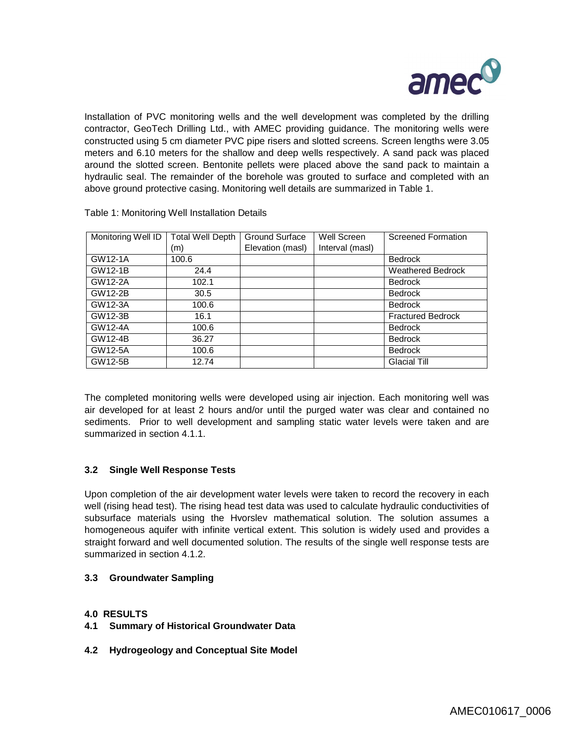Installation of PVC monitoring wells and the well development was completed by the drilling contractor, GeoTech Drilling Ltd., with AMEC providing guidance. The monitoring wells were constructed using 5 cm diameter PVC pipe risers and slotted screens. Screen lengths were 3.05 meters and 6.10 meters for the shallow and deep wells respectively. A sand pack was placed around the slotted screen. Bentonite pellets were placed above the sand pack to maintain a hydraulic seal. The remainder of the borehole was grouted to surface and completed with an above ground protective casing. Monitoring well details are summarized in Table 1.

Table 1: Monitoring Well Installation Details

| Monitoring Well ID | Total Well Depth (m) | Ground Surface Elevation (masl) | Well Screen Interval (masl) | Screened Formation |
|---|---|---|---|---|
| GW12-1A | 100.6 | | | Bedrock |
| GW12-1B | 24.4 | | | Weathered Bedrock |
| GW12-2A | 102.1 | | | Bedrock |
| GW12-2B | 30.5 | | | Bedrock |
| GW12-3A | 100.6 | | | Bedrock |
| GW12-3B | 16.1 | | | Fractured Bedrock |
| GW12-4A | 100.6 | | | Bedrock |
| GW12-4B | 36.27 | | | Bedrock |
| GW12-5A | 100.6 | | | Bedrock |
| GW12-5B | 12.74 | | | Glacial Till |

The completed monitoring wells were developed using air injection. Each monitoring well was air developed for at least 2 hours and/or until the purged water was clear and contained no sediments. Prior to well development and sampling static water levels were taken and are summarized in section 4.1.1.

### 3.2 Single Well Response Tests

Upon completion of the air development water levels were taken to record the recovery in each well (rising head test). The rising head test data was used to calculate hydraulic conductivities of subsurface materials using the Hvorslev mathematical solution. The solution assumes a homogeneous aquifer with infinite vertical extent. This solution is widely used and provides a straight forward and well documented solution. The results of the single well response tests are summarized in section 4.1.2.

### 3.3 Groundwater Sampling

## 4.0 RESULTS

### 4.1 Summary of Historical Groundwater Data

### 4.2 Hydrogeology and Conceptual Site Model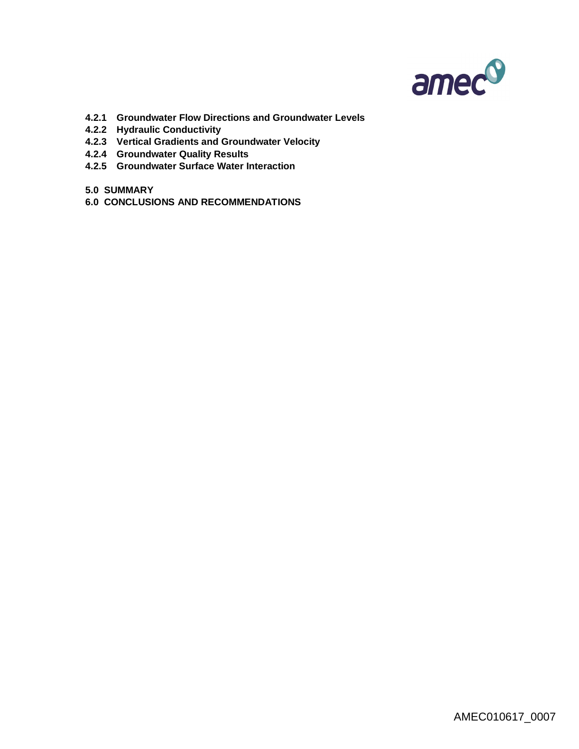**4.2.1 Groundwater Flow Directions and Groundwater Levels**
**4.2.2 Hydraulic Conductivity**
**4.2.3 Vertical Gradients and Groundwater Velocity**
**4.2.4 Groundwater Quality Results**
**4.2.5 Groundwater Surface Water Interaction**

**5.0 SUMMARY**
**6.0 CONCLUSIONS AND RECOMMENDATIONS**

AMEC010617_0007